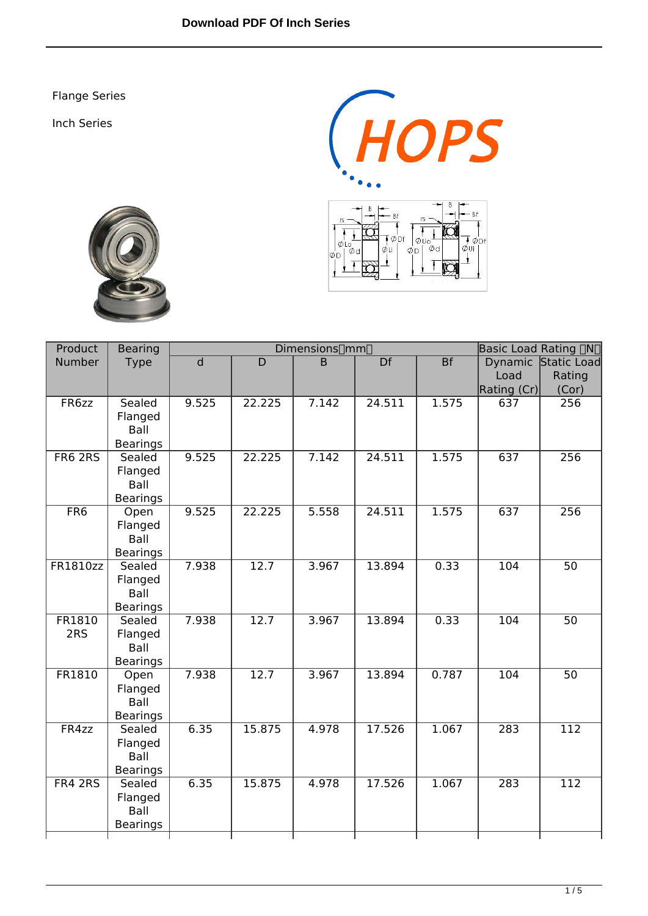Download PDF Of Inch Series

Flange Series

Inch Series

| Product Number | Bearing Type | Dimensions（mm） | | | | | Basic Load Rating （N） | |
|---|---|---|---|---|---|---|---|---|
| | | d | D | B | Df | Bf | Dynamic Load Rating (Cr) | Static Load Rating (Cor) |
| FR6zz | Sealed Flanged Ball Bearings | 9.525 | 22.225 | 7.142 | 24.511 | 1.575 | 637 | 256 |
| FR6 2RS | Sealed Flanged Ball Bearings | 9.525 | 22.225 | 7.142 | 24.511 | 1.575 | 637 | 256 |
| FR6 | Open Flanged Ball Bearings | 9.525 | 22.225 | 5.558 | 24.511 | 1.575 | 637 | 256 |
| FR1810zz | Sealed Flanged Ball Bearings | 7.938 | 12.7 | 3.967 | 13.894 | 0.33 | 104 | 50 |
| FR1810 2RS | Sealed Flanged Ball Bearings | 7.938 | 12.7 | 3.967 | 13.894 | 0.33 | 104 | 50 |
| FR1810 | Open Flanged Ball Bearings | 7.938 | 12.7 | 3.967 | 13.894 | 0.787 | 104 | 50 |
| FR4zz | Sealed Flanged Ball Bearings | 6.35 | 15.875 | 4.978 | 17.526 | 1.067 | 283 | 112 |
| FR4 2RS | Sealed Flanged Ball Bearings | 6.35 | 15.875 | 4.978 | 17.526 | 1.067 | 283 | 112 |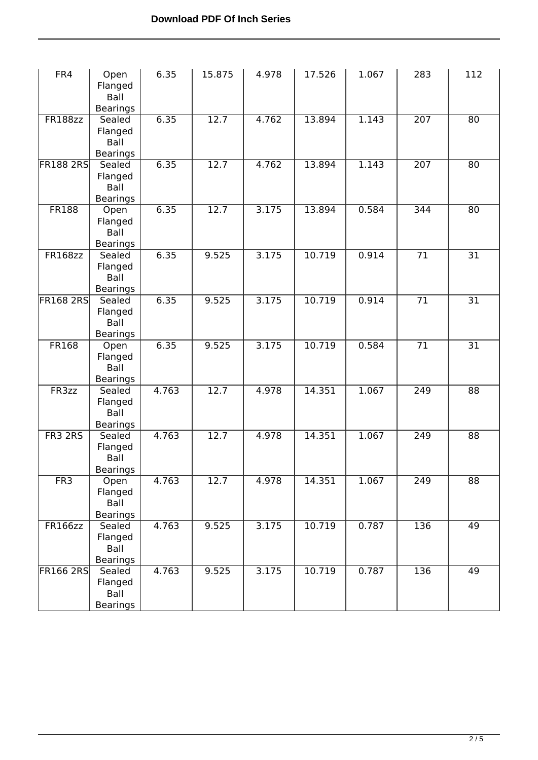| | | | | | | | | |
|---|---|---|---|---|---|---|---|---|
| FR4 | Open Flanged Ball Bearings | 6.35 | 15.875 | 4.978 | 17.526 | 1.067 | 283 | 112 |
| FR188zz | Sealed Flanged Ball Bearings | 6.35 | 12.7 | 4.762 | 13.894 | 1.143 | 207 | 80 |
| FR188 2RS | Sealed Flanged Ball Bearings | 6.35 | 12.7 | 4.762 | 13.894 | 1.143 | 207 | 80 |
| FR188 | Open Flanged Ball Bearings | 6.35 | 12.7 | 3.175 | 13.894 | 0.584 | 344 | 80 |
| FR168zz | Sealed Flanged Ball Bearings | 6.35 | 9.525 | 3.175 | 10.719 | 0.914 | 71 | 31 |
| FR168 2RS | Sealed Flanged Ball Bearings | 6.35 | 9.525 | 3.175 | 10.719 | 0.914 | 71 | 31 |
| FR168 | Open Flanged Ball Bearings | 6.35 | 9.525 | 3.175 | 10.719 | 0.584 | 71 | 31 |
| FR3zz | Sealed Flanged Ball Bearings | 4.763 | 12.7 | 4.978 | 14.351 | 1.067 | 249 | 88 |
| FR3 2RS | Sealed Flanged Ball Bearings | 4.763 | 12.7 | 4.978 | 14.351 | 1.067 | 249 | 88 |
| FR3 | Open Flanged Ball Bearings | 4.763 | 12.7 | 4.978 | 14.351 | 1.067 | 249 | 88 |
| FR166zz | Sealed Flanged Ball Bearings | 4.763 | 9.525 | 3.175 | 10.719 | 0.787 | 136 | 49 |
| FR166 2RS | Sealed Flanged Ball Bearings | 4.763 | 9.525 | 3.175 | 10.719 | 0.787 | 136 | 49 |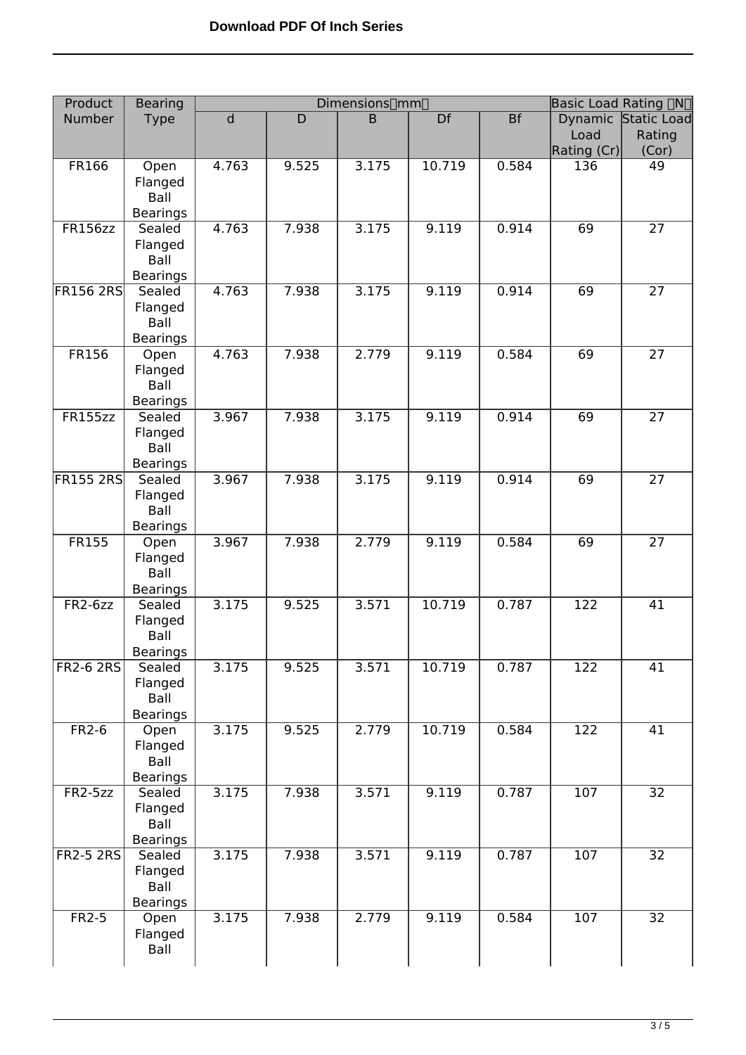| Product Number | Bearing Type | Dimensions（mm） | | | | | Basic Load Rating （N） | |
|---|---|---|---|---|---|---|---|---|
| | | d | D | B | Df | Bf | Dynamic Load Rating (Cr) | Static Load Rating (Cor) |
| FR166 | Open Flanged Ball Bearings | 4.763 | 9.525 | 3.175 | 10.719 | 0.584 | 136 | 49 |
| FR156zz | Sealed Flanged Ball Bearings | 4.763 | 7.938 | 3.175 | 9.119 | 0.914 | 69 | 27 |
| FR156 2RS | Sealed Flanged Ball Bearings | 4.763 | 7.938 | 3.175 | 9.119 | 0.914 | 69 | 27 |
| FR156 | Open Flanged Ball Bearings | 4.763 | 7.938 | 2.779 | 9.119 | 0.584 | 69 | 27 |
| FR155zz | Sealed Flanged Ball Bearings | 3.967 | 7.938 | 3.175 | 9.119 | 0.914 | 69 | 27 |
| FR155 2RS | Sealed Flanged Ball Bearings | 3.967 | 7.938 | 3.175 | 9.119 | 0.914 | 69 | 27 |
| FR155 | Open Flanged Ball Bearings | 3.967 | 7.938 | 2.779 | 9.119 | 0.584 | 69 | 27 |
| FR2-6zz | Sealed Flanged Ball Bearings | 3.175 | 9.525 | 3.571 | 10.719 | 0.787 | 122 | 41 |
| FR2-6 2RS | Sealed Flanged Ball Bearings | 3.175 | 9.525 | 3.571 | 10.719 | 0.787 | 122 | 41 |
| FR2-6 | Open Flanged Ball Bearings | 3.175 | 9.525 | 2.779 | 10.719 | 0.584 | 122 | 41 |
| FR2-5zz | Sealed Flanged Ball Bearings | 3.175 | 7.938 | 3.571 | 9.119 | 0.787 | 107 | 32 |
| FR2-5 2RS | Sealed Flanged Ball Bearings | 3.175 | 7.938 | 3.571 | 9.119 | 0.787 | 107 | 32 |
| FR2-5 | Open Flanged Ball | 3.175 | 7.938 | 2.779 | 9.119 | 0.584 | 107 | 32 |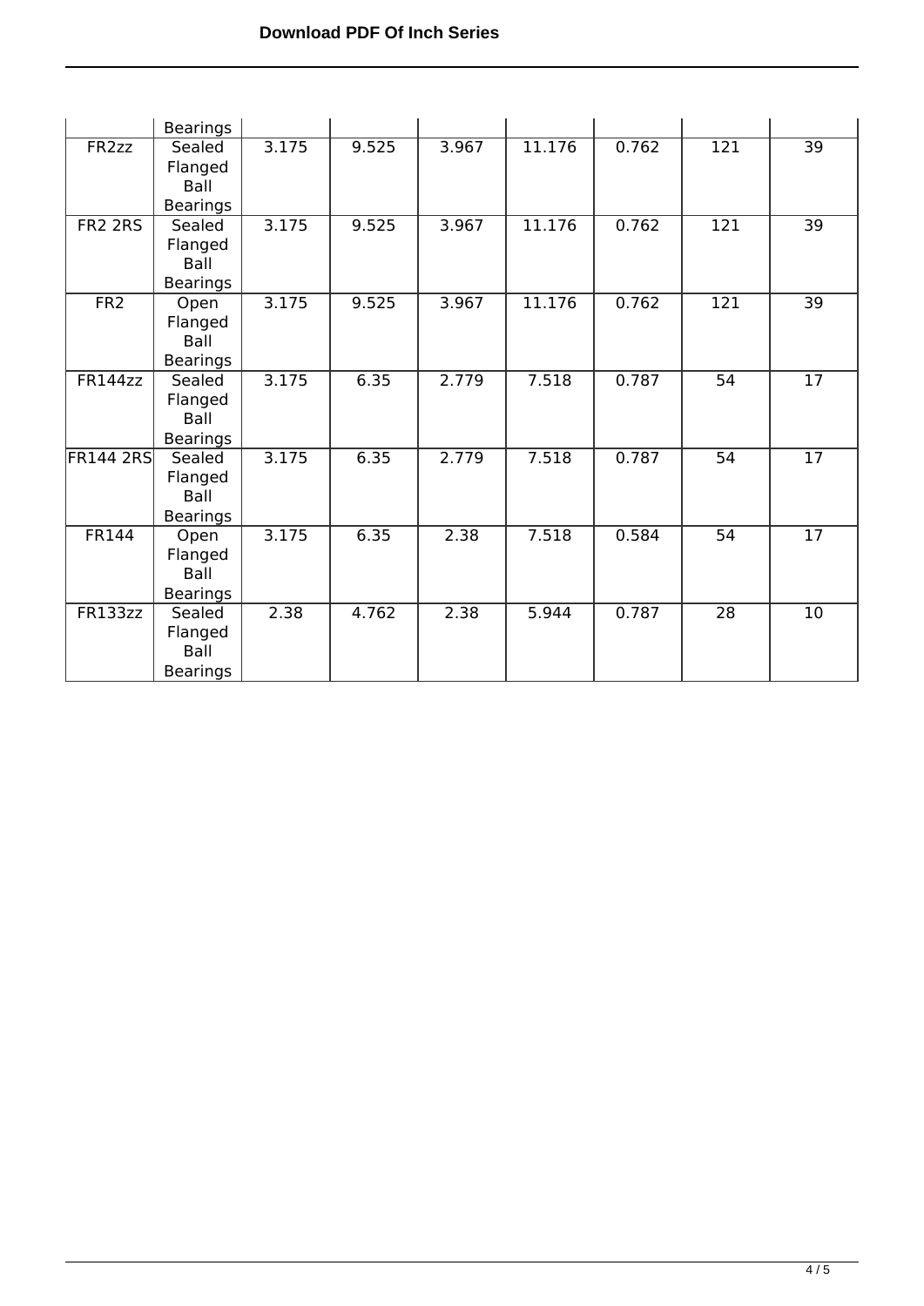| | Bearings | | | | | | | |
|---|---|---|---|---|---|---|---|---|
| FR2zz | Sealed Flanged Ball Bearings | 3.175 | 9.525 | 3.967 | 11.176 | 0.762 | 121 | 39 |
| FR2 2RS | Sealed Flanged Ball Bearings | 3.175 | 9.525 | 3.967 | 11.176 | 0.762 | 121 | 39 |
| FR2 | Open Flanged Ball Bearings | 3.175 | 9.525 | 3.967 | 11.176 | 0.762 | 121 | 39 |
| FR144zz | Sealed Flanged Ball Bearings | 3.175 | 6.35 | 2.779 | 7.518 | 0.787 | 54 | 17 |
| FR144 2RS | Sealed Flanged Ball Bearings | 3.175 | 6.35 | 2.779 | 7.518 | 0.787 | 54 | 17 |
| FR144 | Open Flanged Ball Bearings | 3.175 | 6.35 | 2.38 | 7.518 | 0.584 | 54 | 17 |
| FR133zz | Sealed Flanged Ball Bearings | 2.38 | 4.762 | 2.38 | 5.944 | 0.787 | 28 | 10 |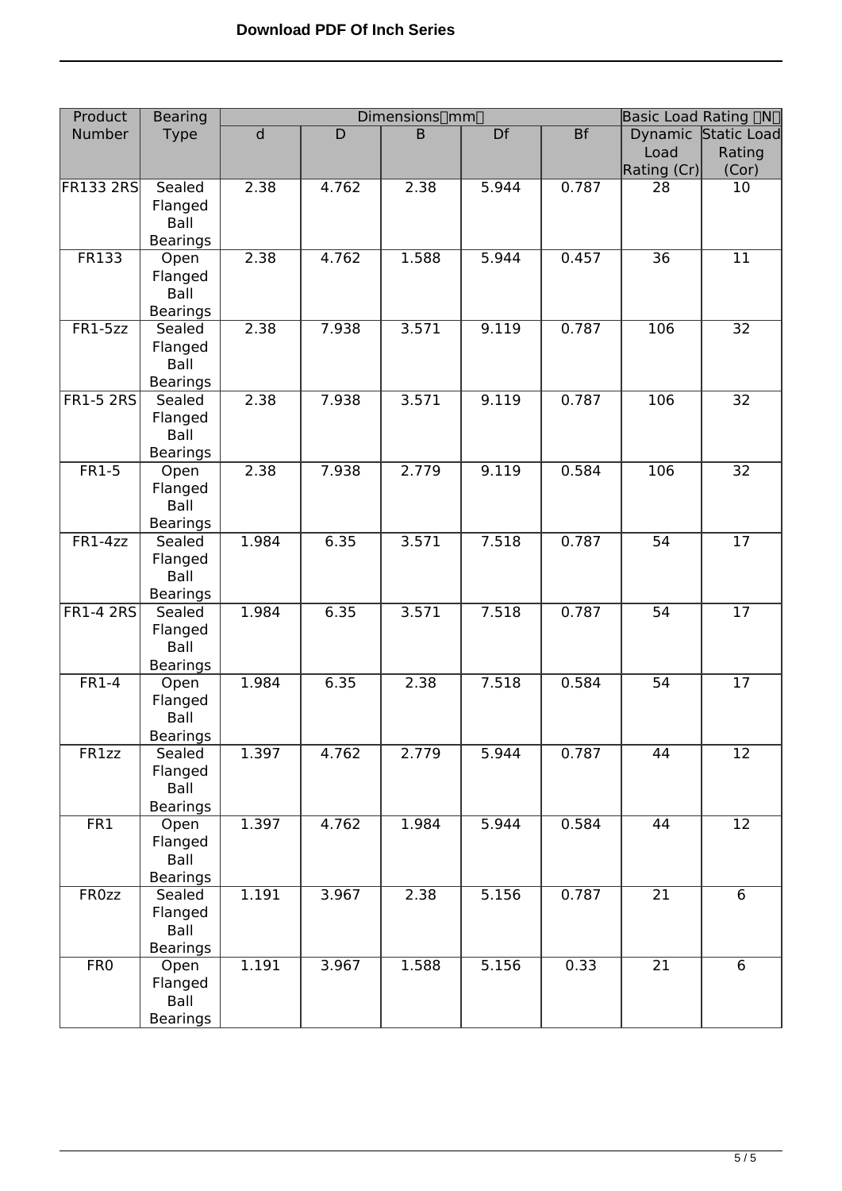**Download PDF Of Inch Series**

| Product Number | Bearing Type | Dimensions（mm） | | | | | Basic Load Rating （N） | |
|---|---|---|---|---|---|---|---|---|
| | | d | D | B | Df | Bf | Dynamic Load Rating (Cr) | Static Load Rating (Cor) |
| FR133 2RS | Sealed Flanged Ball Bearings | 2.38 | 4.762 | 2.38 | 5.944 | 0.787 | 28 | 10 |
| FR133 | Open Flanged Ball Bearings | 2.38 | 4.762 | 1.588 | 5.944 | 0.457 | 36 | 11 |
| FR1-5zz | Sealed Flanged Ball Bearings | 2.38 | 7.938 | 3.571 | 9.119 | 0.787 | 106 | 32 |
| FR1-5 2RS | Sealed Flanged Ball Bearings | 2.38 | 7.938 | 3.571 | 9.119 | 0.787 | 106 | 32 |
| FR1-5 | Open Flanged Ball Bearings | 2.38 | 7.938 | 2.779 | 9.119 | 0.584 | 106 | 32 |
| FR1-4zz | Sealed Flanged Ball Bearings | 1.984 | 6.35 | 3.571 | 7.518 | 0.787 | 54 | 17 |
| FR1-4 2RS | Sealed Flanged Ball Bearings | 1.984 | 6.35 | 3.571 | 7.518 | 0.787 | 54 | 17 |
| FR1-4 | Open Flanged Ball Bearings | 1.984 | 6.35 | 2.38 | 7.518 | 0.584 | 54 | 17 |
| FR1zz | Sealed Flanged Ball Bearings | 1.397 | 4.762 | 2.779 | 5.944 | 0.787 | 44 | 12 |
| FR1 | Open Flanged Ball Bearings | 1.397 | 4.762 | 1.984 | 5.944 | 0.584 | 44 | 12 |
| FR0zz | Sealed Flanged Ball Bearings | 1.191 | 3.967 | 2.38 | 5.156 | 0.787 | 21 | 6 |
| FR0 | Open Flanged Ball Bearings | 1.191 | 3.967 | 1.588 | 5.156 | 0.33 | 21 | 6 |